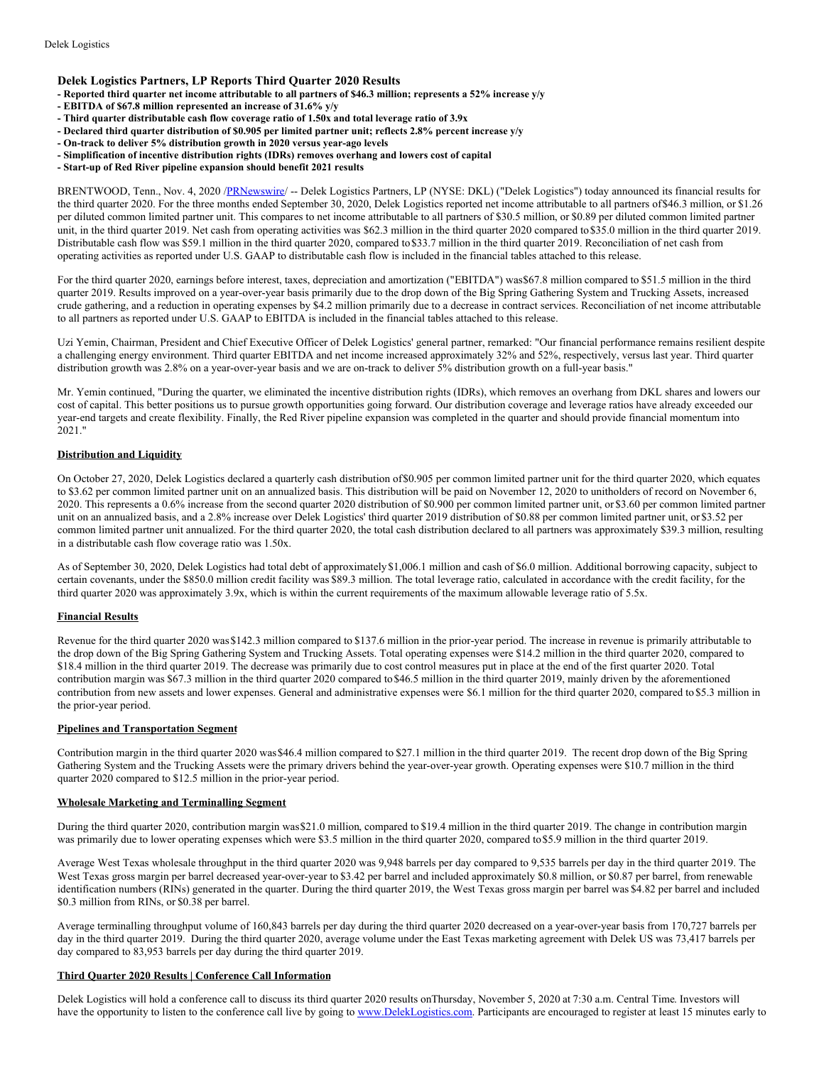# Delek Logistics Partners, LP Reports Third Quarter 2020 Results

**- Reported third quarter net income attributable to all partners of $46.3 million; represents a 52% increase y/y**
**- EBITDA of $67.8 million represented an increase of 31.6% y/y**
**- Third quarter distributable cash flow coverage ratio of 1.50x and total leverage ratio of 3.9x**
**- Declared third quarter distribution of $0.905 per limited partner unit; reflects 2.8% percent increase y/y**
**- On-track to deliver 5% distribution growth in 2020 versus year-ago levels**
**- Simplification of incentive distribution rights (IDRs) removes overhang and lowers cost of capital**
**- Start-up of Red River pipeline expansion should benefit 2021 results**

BRENTWOOD, Tenn., Nov. 4, 2020 /PRNewswire/ -- Delek Logistics Partners, LP (NYSE: DKL) ("Delek Logistics") today announced its financial results for the third quarter 2020. For the three months ended September 30, 2020, Delek Logistics reported net income attributable to all partners of $46.3 million, or $1.26 per diluted common limited partner unit. This compares to net income attributable to all partners of $30.5 million, or $0.89 per diluted common limited partner unit, in the third quarter 2019. Net cash from operating activities was $62.3 million in the third quarter 2020 compared to $35.0 million in the third quarter 2019. Distributable cash flow was $59.1 million in the third quarter 2020, compared to $33.7 million in the third quarter 2019. Reconciliation of net cash from operating activities as reported under U.S. GAAP to distributable cash flow is included in the financial tables attached to this release.

For the third quarter 2020, earnings before interest, taxes, depreciation and amortization ("EBITDA") was $67.8 million compared to $51.5 million in the third quarter 2019. Results improved on a year-over-year basis primarily due to the drop down of the Big Spring Gathering System and Trucking Assets, increased crude gathering, and a reduction in operating expenses by $4.2 million primarily due to a decrease in contract services. Reconciliation of net income attributable to all partners as reported under U.S. GAAP to EBITDA is included in the financial tables attached to this release.

Uzi Yemin, Chairman, President and Chief Executive Officer of Delek Logistics' general partner, remarked: "Our financial performance remains resilient despite a challenging energy environment. Third quarter EBITDA and net income increased approximately 32% and 52%, respectively, versus last year. Third quarter distribution growth was 2.8% on a year-over-year basis and we are on-track to deliver 5% distribution growth on a full-year basis."

Mr. Yemin continued, "During the quarter, we eliminated the incentive distribution rights (IDRs), which removes an overhang from DKL shares and lowers our cost of capital. This better positions us to pursue growth opportunities going forward. Our distribution coverage and leverage ratios have already exceeded our year-end targets and create flexibility. Finally, the Red River pipeline expansion was completed in the quarter and should provide financial momentum into 2021."

## Distribution and Liquidity

On October 27, 2020, Delek Logistics declared a quarterly cash distribution of $0.905 per common limited partner unit for the third quarter 2020, which equates to $3.62 per common limited partner unit on an annualized basis. This distribution will be paid on November 12, 2020 to unitholders of record on November 6, 2020. This represents a 0.6% increase from the second quarter 2020 distribution of $0.900 per common limited partner unit, or $3.60 per common limited partner unit on an annualized basis, and a 2.8% increase over Delek Logistics' third quarter 2019 distribution of $0.88 per common limited partner unit, or $3.52 per common limited partner unit annualized. For the third quarter 2020, the total cash distribution declared to all partners was approximately $39.3 million, resulting in a distributable cash flow coverage ratio was 1.50x.

As of September 30, 2020, Delek Logistics had total debt of approximately $1,006.1 million and cash of $6.0 million. Additional borrowing capacity, subject to certain covenants, under the $850.0 million credit facility was $89.3 million. The total leverage ratio, calculated in accordance with the credit facility, for the third quarter 2020 was approximately 3.9x, which is within the current requirements of the maximum allowable leverage ratio of 5.5x.

## Financial Results

Revenue for the third quarter 2020 was $142.3 million compared to $137.6 million in the prior-year period. The increase in revenue is primarily attributable to the drop down of the Big Spring Gathering System and Trucking Assets. Total operating expenses were $14.2 million in the third quarter 2020, compared to $18.4 million in the third quarter 2019. The decrease was primarily due to cost control measures put in place at the end of the first quarter 2020. Total contribution margin was $67.3 million in the third quarter 2020 compared to $46.5 million in the third quarter 2019, mainly driven by the aforementioned contribution from new assets and lower expenses. General and administrative expenses were $6.1 million for the third quarter 2020, compared to $5.3 million in the prior-year period.

## Pipelines and Transportation Segment

Contribution margin in the third quarter 2020 was $46.4 million compared to $27.1 million in the third quarter 2019. The recent drop down of the Big Spring Gathering System and the Trucking Assets were the primary drivers behind the year-over-year growth. Operating expenses were $10.7 million in the third quarter 2020 compared to $12.5 million in the prior-year period.

## Wholesale Marketing and Terminalling Segment

During the third quarter 2020, contribution margin was $21.0 million, compared to $19.4 million in the third quarter 2019. The change in contribution margin was primarily due to lower operating expenses which were $3.5 million in the third quarter 2020, compared to $5.9 million in the third quarter 2019.

Average West Texas wholesale throughput in the third quarter 2020 was 9,948 barrels per day compared to 9,535 barrels per day in the third quarter 2019. The West Texas gross margin per barrel decreased year-over-year to $3.42 per barrel and included approximately $0.8 million, or $0.87 per barrel, from renewable identification numbers (RINs) generated in the quarter. During the third quarter 2019, the West Texas gross margin per barrel was $4.82 per barrel and included $0.3 million from RINs, or $0.38 per barrel.

Average terminalling throughput volume of 160,843 barrels per day during the third quarter 2020 decreased on a year-over-year basis from 170,727 barrels per day in the third quarter 2019. During the third quarter 2020, average volume under the East Texas marketing agreement with Delek US was 73,417 barrels per day compared to 83,953 barrels per day during the third quarter 2019.

## Third Quarter 2020 Results | Conference Call Information

Delek Logistics will hold a conference call to discuss its third quarter 2020 results on Thursday, November 5, 2020 at 7:30 a.m. Central Time. Investors will have the opportunity to listen to the conference call live by going to www.DelekLogistics.com. Participants are encouraged to register at least 15 minutes early to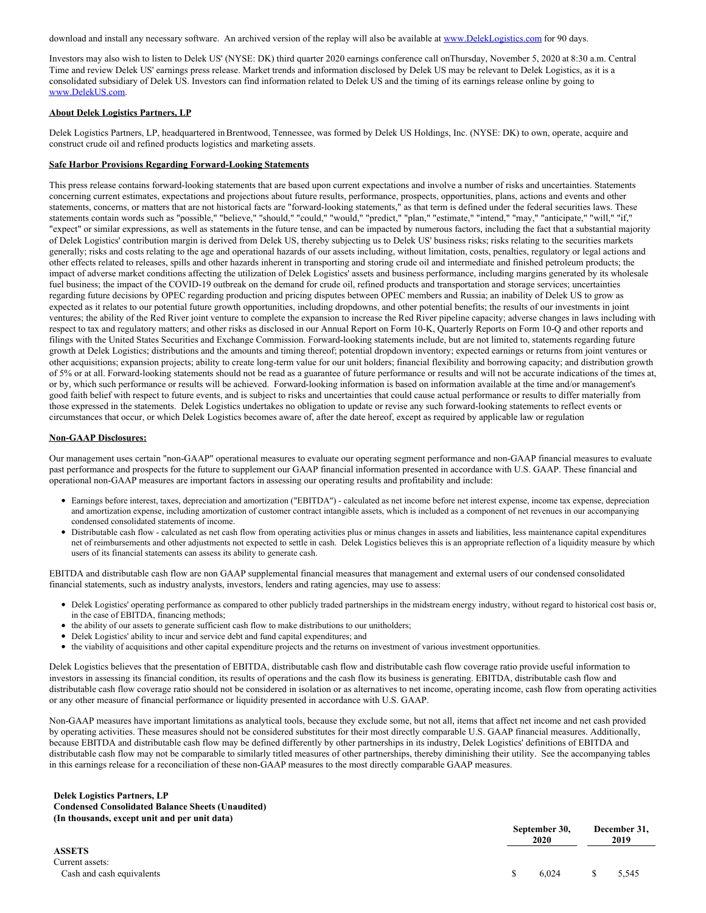download and install any necessary software. An archived version of the replay will also be available at www.DelekLogistics.com for 90 days.

Investors may also wish to listen to Delek US' (NYSE: DK) third quarter 2020 earnings conference call onThursday, November 5, 2020 at 8:30 a.m. Central Time and review Delek US' earnings press release. Market trends and information disclosed by Delek US may be relevant to Delek Logistics, as it is a consolidated subsidiary of Delek US. Investors can find information related to Delek US and the timing of its earnings release online by going to www.DelekUS.com.

**About Delek Logistics Partners, LP**

Delek Logistics Partners, LP, headquartered in Brentwood, Tennessee, was formed by Delek US Holdings, Inc. (NYSE: DK) to own, operate, acquire and construct crude oil and refined products logistics and marketing assets.

**Safe Harbor Provisions Regarding Forward-Looking Statements**

This press release contains forward-looking statements that are based upon current expectations and involve a number of risks and uncertainties. Statements concerning current estimates, expectations and projections about future results, performance, prospects, opportunities, plans, actions and events and other statements, concerns, or matters that are not historical facts are "forward-looking statements," as that term is defined under the federal securities laws. These statements contain words such as "possible," "believe," "should," "could," "would," "predict," "plan," "estimate," "intend," "may," "anticipate," "will," "if," "expect" or similar expressions, as well as statements in the future tense, and can be impacted by numerous factors, including the fact that a substantial majority of Delek Logistics' contribution margin is derived from Delek US, thereby subjecting us to Delek US' business risks; risks relating to the securities markets generally; risks and costs relating to the age and operational hazards of our assets including, without limitation, costs, penalties, regulatory or legal actions and other effects related to releases, spills and other hazards inherent in transporting and storing crude oil and intermediate and finished petroleum products; the impact of adverse market conditions affecting the utilization of Delek Logistics' assets and business performance, including margins generated by its wholesale fuel business; the impact of the COVID-19 outbreak on the demand for crude oil, refined products and transportation and storage services; uncertainties regarding future decisions by OPEC regarding production and pricing disputes between OPEC members and Russia; an inability of Delek US to grow as expected as it relates to our potential future growth opportunities, including dropdowns, and other potential benefits; the results of our investments in joint ventures; the ability of the Red River joint venture to complete the expansion to increase the Red River pipeline capacity; adverse changes in laws including with respect to tax and regulatory matters; and other risks as disclosed in our Annual Report on Form 10-K, Quarterly Reports on Form 10-Q and other reports and filings with the United States Securities and Exchange Commission. Forward-looking statements include, but are not limited to, statements regarding future growth at Delek Logistics; distributions and the amounts and timing thereof; potential dropdown inventory; expected earnings or returns from joint ventures or other acquisitions; expansion projects; ability to create long-term value for our unit holders; financial flexibility and borrowing capacity; and distribution growth of 5% or at all. Forward-looking statements should not be read as a guarantee of future performance or results and will not be accurate indications of the times at, or by, which such performance or results will be achieved. Forward-looking information is based on information available at the time and/or management's good faith belief with respect to future events, and is subject to risks and uncertainties that could cause actual performance or results to differ materially from those expressed in the statements. Delek Logistics undertakes no obligation to update or revise any such forward-looking statements to reflect events or circumstances that occur, or which Delek Logistics becomes aware of, after the date hereof, except as required by applicable law or regulation

**Non-GAAP Disclosures:**

Our management uses certain "non-GAAP" operational measures to evaluate our operating segment performance and non-GAAP financial measures to evaluate past performance and prospects for the future to supplement our GAAP financial information presented in accordance with U.S. GAAP. These financial and operational non-GAAP measures are important factors in assessing our operating results and profitability and include:

- Earnings before interest, taxes, depreciation and amortization ("EBITDA") - calculated as net income before net interest expense, income tax expense, depreciation and amortization expense, including amortization of customer contract intangible assets, which is included as a component of net revenues in our accompanying condensed consolidated statements of income.
- Distributable cash flow - calculated as net cash flow from operating activities plus or minus changes in assets and liabilities, less maintenance capital expenditures net of reimbursements and other adjustments not expected to settle in cash. Delek Logistics believes this is an appropriate reflection of a liquidity measure by which users of its financial statements can assess its ability to generate cash.

EBITDA and distributable cash flow are non GAAP supplemental financial measures that management and external users of our condensed consolidated financial statements, such as industry analysts, investors, lenders and rating agencies, may use to assess:

- Delek Logistics' operating performance as compared to other publicly traded partnerships in the midstream energy industry, without regard to historical cost basis or, in the case of EBITDA, financing methods;
- the ability of our assets to generate sufficient cash flow to make distributions to our unitholders;
- Delek Logistics' ability to incur and service debt and fund capital expenditures; and
- the viability of acquisitions and other capital expenditure projects and the returns on investment of various investment opportunities.

Delek Logistics believes that the presentation of EBITDA, distributable cash flow and distributable cash flow coverage ratio provide useful information to investors in assessing its financial condition, its results of operations and the cash flow its business is generating. EBITDA, distributable cash flow and distributable cash flow coverage ratio should not be considered in isolation or as alternatives to net income, operating income, cash flow from operating activities or any other measure of financial performance or liquidity presented in accordance with U.S. GAAP.

Non-GAAP measures have important limitations as analytical tools, because they exclude some, but not all, items that affect net income and net cash provided by operating activities. These measures should not be considered substitutes for their most directly comparable U.S. GAAP financial measures. Additionally, because EBITDA and distributable cash flow may be defined differently by other partnerships in its industry, Delek Logistics' definitions of EBITDA and distributable cash flow may not be comparable to similarly titled measures of other partnerships, thereby diminishing their utility. See the accompanying tables in this earnings release for a reconciliation of these non-GAAP measures to the most directly comparable GAAP measures.

**Delek Logistics Partners, LP**
**Condensed Consolidated Balance Sheets (Unaudited)**
**(In thousands, except unit and per unit data)**

| | September 30, 2020 | December 31, 2019 |
|---|---|---|
| **ASSETS** | | |
| Current assets: | | |
| Cash and cash equivalents | $ 6,024 | $ 5,545 |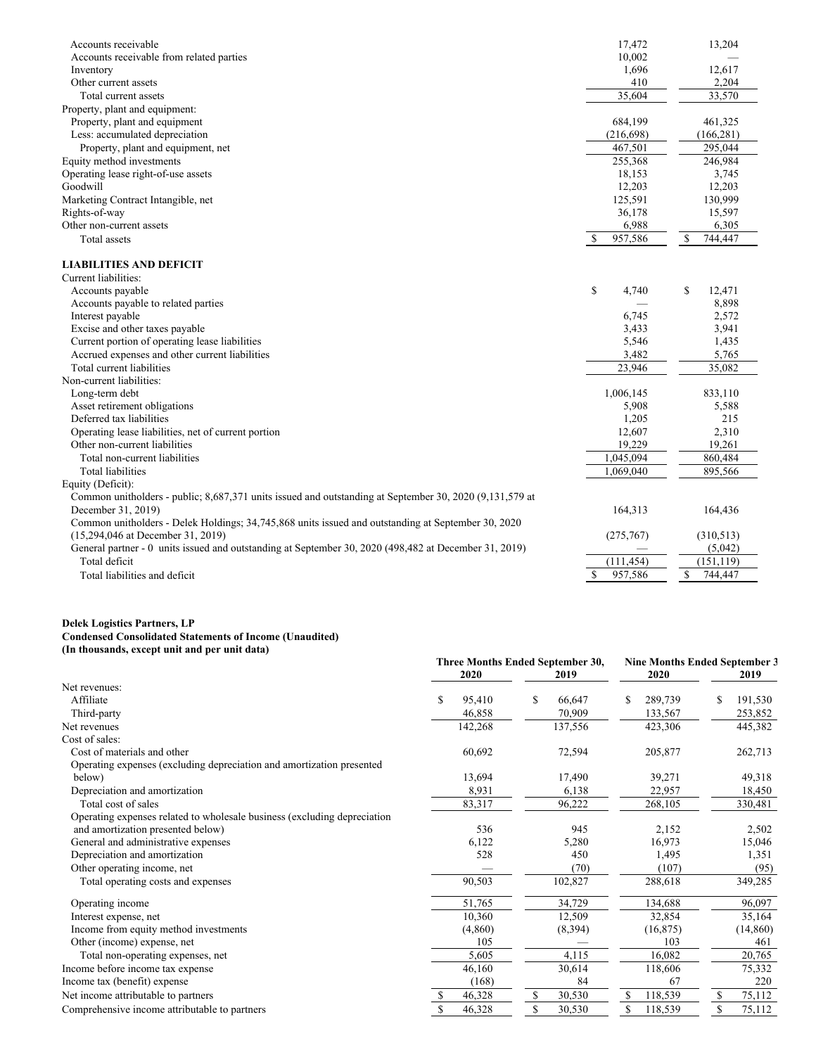| | | |
|---|---|---|
| Accounts receivable | 17,472 | 13,204 |
| Accounts receivable from related parties | 10,002 | — |
| Inventory | 1,696 | 12,617 |
| Other current assets | 410 | 2,204 |
| Total current assets | 35,604 | 33,570 |
| Property, plant and equipment: | | |
| Property, plant and equipment | 684,199 | 461,325 |
| Less: accumulated depreciation | (216,698) | (166,281) |
| Property, plant and equipment, net | 467,501 | 295,044 |
| Equity method investments | 255,368 | 246,984 |
| Operating lease right-of-use assets | 18,153 | 3,745 |
| Goodwill | 12,203 | 12,203 |
| Marketing Contract Intangible, net | 125,591 | 130,999 |
| Rights-of-way | 36,178 | 15,597 |
| Other non-current assets | 6,988 | 6,305 |
| Total assets | $ 957,586 | $ 744,447 |
| **LIABILITIES AND DEFICIT** | | |
| Current liabilities: | | |
| Accounts payable | $ 4,740 | $ 12,471 |
| Accounts payable to related parties | — | 8,898 |
| Interest payable | 6,745 | 2,572 |
| Excise and other taxes payable | 3,433 | 3,941 |
| Current portion of operating lease liabilities | 5,546 | 1,435 |
| Accrued expenses and other current liabilities | 3,482 | 5,765 |
| Total current liabilities | 23,946 | 35,082 |
| Non-current liabilities: | | |
| Long-term debt | 1,006,145 | 833,110 |
| Asset retirement obligations | 5,908 | 5,588 |
| Deferred tax liabilities | 1,205 | 215 |
| Operating lease liabilities, net of current portion | 12,607 | 2,310 |
| Other non-current liabilities | 19,229 | 19,261 |
| Total non-current liabilities | 1,045,094 | 860,484 |
| Total liabilities | 1,069,040 | 895,566 |
| Equity (Deficit): | | |
| Common unitholders - public; 8,687,371 units issued and outstanding at September 30, 2020 (9,131,579 at December 31, 2019) | 164,313 | 164,436 |
| Common unitholders - Delek Holdings; 34,745,868 units issued and outstanding at September 30, 2020 (15,294,046 at December 31, 2019) | (275,767) | (310,513) |
| General partner - 0 units issued and outstanding at September 30, 2020 (498,482 at December 31, 2019) | — | (5,042) |
| Total deficit | (111,454) | (151,119) |
| Total liabilities and deficit | $ 957,586 | $ 744,447 |

**Delek Logistics Partners, LP**
**Condensed Consolidated Statements of Income (Unaudited)**
**(In thousands, except unit and per unit data)**

| | Three Months Ended September 30, | | Nine Months Ended September 30, | |
|---|---|---|---|---|
| | 2020 | 2019 | 2020 | 2019 |
| Net revenues: | | | | |
| Affiliate | $ 95,410 | $ 66,647 | $ 289,739 | $ 191,530 |
| Third-party | 46,858 | 70,909 | 133,567 | 253,852 |
| Net revenues | 142,268 | 137,556 | 423,306 | 445,382 |
| Cost of sales: | | | | |
| Cost of materials and other | 60,692 | 72,594 | 205,877 | 262,713 |
| Operating expenses (excluding depreciation and amortization presented below) | 13,694 | 17,490 | 39,271 | 49,318 |
| Depreciation and amortization | 8,931 | 6,138 | 22,957 | 18,450 |
| Total cost of sales | 83,317 | 96,222 | 268,105 | 330,481 |
| Operating expenses related to wholesale business (excluding depreciation and amortization presented below) | 536 | 945 | 2,152 | 2,502 |
| General and administrative expenses | 6,122 | 5,280 | 16,973 | 15,046 |
| Depreciation and amortization | 528 | 450 | 1,495 | 1,351 |
| Other operating income, net | — | (70) | (107) | (95) |
| Total operating costs and expenses | 90,503 | 102,827 | 288,618 | 349,285 |
| Operating income | 51,765 | 34,729 | 134,688 | 96,097 |
| Interest expense, net | 10,360 | 12,509 | 32,854 | 35,164 |
| Income from equity method investments | (4,860) | (8,394) | (16,875) | (14,860) |
| Other (income) expense, net | 105 | — | 103 | 461 |
| Total non-operating expenses, net | 5,605 | 4,115 | 16,082 | 20,765 |
| Income before income tax expense | 46,160 | 30,614 | 118,606 | 75,332 |
| Income tax (benefit) expense | (168) | 84 | 67 | 220 |
| Net income attributable to partners | $ 46,328 | $ 30,530 | $ 118,539 | $ 75,112 |
| Comprehensive income attributable to partners | $ 46,328 | $ 30,530 | $ 118,539 | $ 75,112 |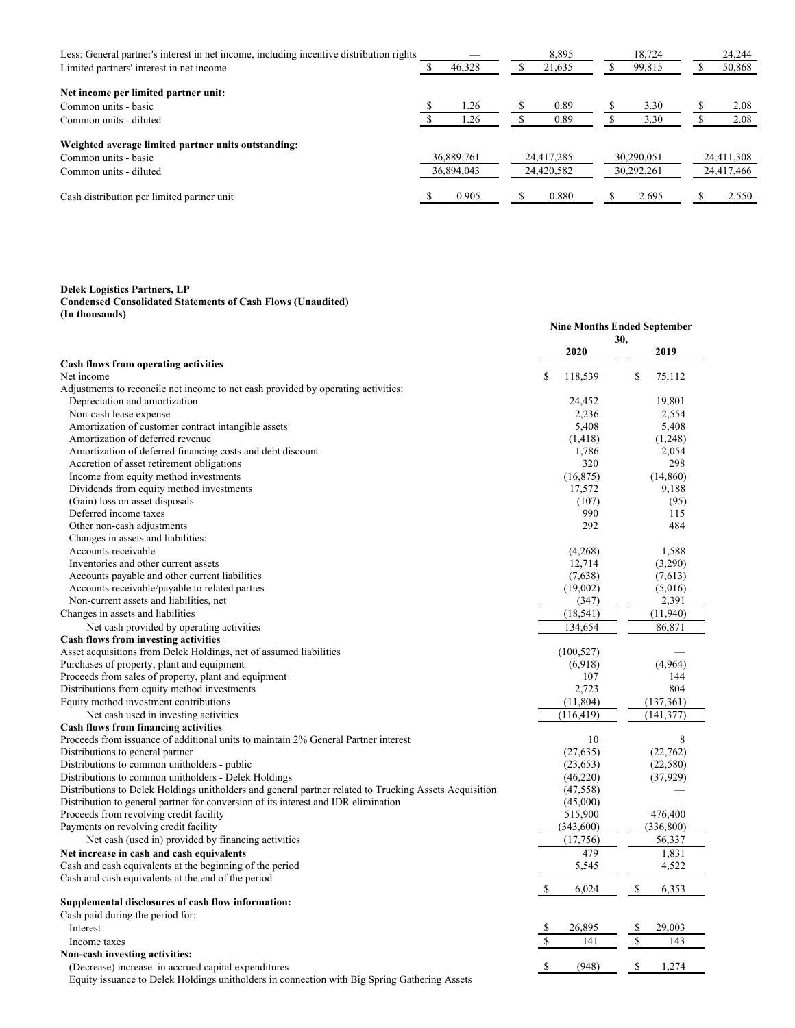| | | | | |
|---|---|---|---|---|
| Less: General partner's interest in net income, including incentive distribution rights | — | 8,895 | 18,724 | 24,244 |
| Limited partners' interest in net income | $ 46,328 | $ 21,635 | $ 99,815 | $ 50,868 |
| **Net income per limited partner unit:** | | | | |
| Common units - basic | $ 1.26 | $ 0.89 | $ 3.30 | $ 2.08 |
| Common units - diluted | $ 1.26 | $ 0.89 | $ 3.30 | $ 2.08 |
| **Weighted average limited partner units outstanding:** | | | | |
| Common units - basic | 36,889,761 | 24,417,285 | 30,290,051 | 24,411,308 |
| Common units - diluted | 36,894,043 | 24,420,582 | 30,292,261 | 24,417,466 |
| Cash distribution per limited partner unit | $ 0.905 | $ 0.880 | $ 2.695 | $ 2.550 |

**Delek Logistics Partners, LP**
**Condensed Consolidated Statements of Cash Flows (Unaudited)**
**(In thousands)**

| | Nine Months Ended September 30, | |
|---|---|---|
| | **2020** | **2019** |
| **Cash flows from operating activities** | | |
| Net income | $ 118,539 | $ 75,112 |
| Adjustments to reconcile net income to net cash provided by operating activities: | | |
| Depreciation and amortization | 24,452 | 19,801 |
| Non-cash lease expense | 2,236 | 2,554 |
| Amortization of customer contract intangible assets | 5,408 | 5,408 |
| Amortization of deferred revenue | (1,418) | (1,248) |
| Amortization of deferred financing costs and debt discount | 1,786 | 2,054 |
| Accretion of asset retirement obligations | 320 | 298 |
| Income from equity method investments | (16,875) | (14,860) |
| Dividends from equity method investments | 17,572 | 9,188 |
| (Gain) loss on asset disposals | (107) | (95) |
| Deferred income taxes | 990 | 115 |
| Other non-cash adjustments | 292 | 484 |
| Changes in assets and liabilities: | | |
| Accounts receivable | (4,268) | 1,588 |
| Inventories and other current assets | 12,714 | (3,290) |
| Accounts payable and other current liabilities | (7,638) | (7,613) |
| Accounts receivable/payable to related parties | (19,002) | (5,016) |
| Non-current assets and liabilities, net | (347) | 2,391 |
| Changes in assets and liabilities | (18,541) | (11,940) |
| Net cash provided by operating activities | 134,654 | 86,871 |
| **Cash flows from investing activities** | | |
| Asset acquisitions from Delek Holdings, net of assumed liabilities | (100,527) | — |
| Purchases of property, plant and equipment | (6,918) | (4,964) |
| Proceeds from sales of property, plant and equipment | 107 | 144 |
| Distributions from equity method investments | 2,723 | 804 |
| Equity method investment contributions | (11,804) | (137,361) |
| Net cash used in investing activities | (116,419) | (141,377) |
| **Cash flows from financing activities** | | |
| Proceeds from issuance of additional units to maintain 2% General Partner interest | 10 | 8 |
| Distributions to general partner | (27,635) | (22,762) |
| Distributions to common unitholders - public | (23,653) | (22,580) |
| Distributions to common unitholders - Delek Holdings | (46,220) | (37,929) |
| Distributions to Delek Holdings unitholders and general partner related to Trucking Assets Acquisition | (47,558) | — |
| Distribution to general partner for conversion of its interest and IDR elimination | (45,000) | — |
| Proceeds from revolving credit facility | 515,900 | 476,400 |
| Payments on revolving credit facility | (343,600) | (336,800) |
| Net cash (used in) provided by financing activities | (17,756) | 56,337 |
| **Net increase in cash and cash equivalents** | 479 | 1,831 |
| Cash and cash equivalents at the beginning of the period | 5,545 | 4,522 |
| Cash and cash equivalents at the end of the period | $ 6,024 | $ 6,353 |
| **Supplemental disclosures of cash flow information:** | | |
| Cash paid during the period for: | | |
| Interest | $ 26,895 | $ 29,003 |
| Income taxes | $ 141 | $ 143 |
| **Non-cash investing activities:** | | |
| (Decrease) increase in accrued capital expenditures | $ (948) | $ 1,274 |
| Equity issuance to Delek Holdings unitholders in connection with Big Spring Gathering Assets | | |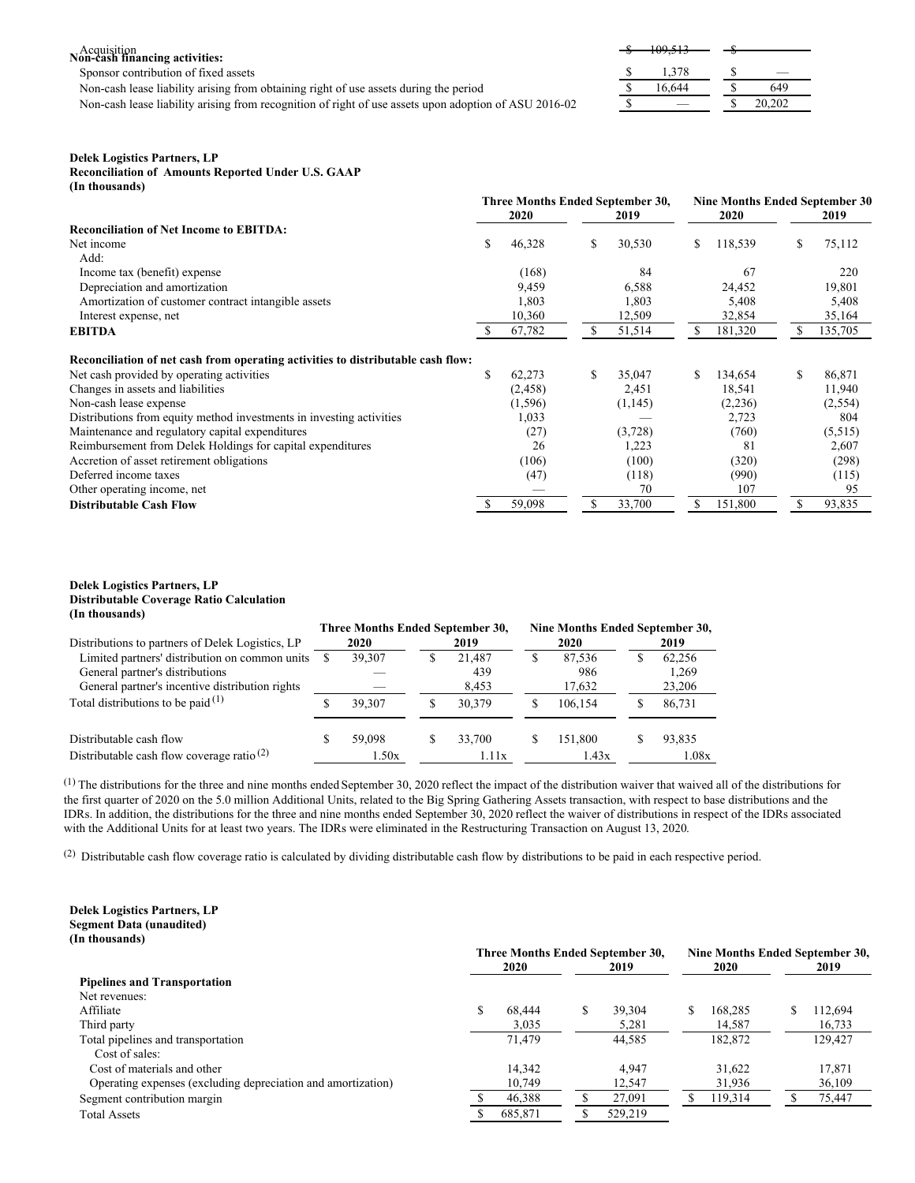| | | |
|---|---|---|
| Acquisition | $ 109,513 | $ — |
| **Non-cash financing activities:** | | |
| Sponsor contribution of fixed assets | $ 1,378 | $ — |
| Non-cash lease liability arising from obtaining right of use assets during the period | $ 16,644 | $ 649 |
| Non-cash lease liability arising from recognition of right of use assets upon adoption of ASU 2016-02 | $ — | $ 20,202 |

**Delek Logistics Partners, LP**
**Reconciliation of Amounts Reported Under U.S. GAAP**
**(In thousands)**

| | Three Months Ended September 30, | | Nine Months Ended September 30 | |
|---|---|---|---|---|
| | 2020 | 2019 | 2020 | 2019 |
| **Reconciliation of Net Income to EBITDA:** | | | | |
| Net income | $ 46,328 | $ 30,530 | $ 118,539 | $ 75,112 |
| Add: | | | | |
| Income tax (benefit) expense | (168) | 84 | 67 | 220 |
| Depreciation and amortization | 9,459 | 6,588 | 24,452 | 19,801 |
| Amortization of customer contract intangible assets | 1,803 | 1,803 | 5,408 | 5,408 |
| Interest expense, net | 10,360 | 12,509 | 32,854 | 35,164 |
| **EBITDA** | $ 67,782 | $ 51,514 | $ 181,320 | $ 135,705 |
| | | | | |
| **Reconciliation of net cash from operating activities to distributable cash flow:** | | | | |
| Net cash provided by operating activities | $ 62,273 | $ 35,047 | $ 134,654 | $ 86,871 |
| Changes in assets and liabilities | (2,458) | 2,451 | 18,541 | 11,940 |
| Non-cash lease expense | (1,596) | (1,145) | (2,236) | (2,554) |
| Distributions from equity method investments in investing activities | 1,033 | — | 2,723 | 804 |
| Maintenance and regulatory capital expenditures | (27) | (3,728) | (760) | (5,515) |
| Reimbursement from Delek Holdings for capital expenditures | 26 | 1,223 | 81 | 2,607 |
| Accretion of asset retirement obligations | (106) | (100) | (320) | (298) |
| Deferred income taxes | (47) | (118) | (990) | (115) |
| Other operating income, net | — | 70 | 107 | 95 |
| **Distributable Cash Flow** | $ 59,098 | $ 33,700 | $ 151,800 | $ 93,835 |

**Delek Logistics Partners, LP**
**Distributable Coverage Ratio Calculation**
**(In thousands)**

| | Three Months Ended September 30, | | Nine Months Ended September 30, | |
|---|---|---|---|---|
| Distributions to partners of Delek Logistics, LP | 2020 | 2019 | 2020 | 2019 |
| Limited partners' distribution on common units | $ 39,307 | $ 21,487 | $ 87,536 | $ 62,256 |
| General partner's distributions | — | 439 | 986 | 1,269 |
| General partner's incentive distribution rights | — | 8,453 | 17,632 | 23,206 |
| Total distributions to be paid (1) | $ 39,307 | $ 30,379 | $ 106,154 | $ 86,731 |
| | | | | |
| Distributable cash flow | $ 59,098 | $ 33,700 | $ 151,800 | $ 93,835 |
| Distributable cash flow coverage ratio (2) | 1.50x | 1.11x | 1.43x | 1.08x |

(1) The distributions for the three and nine months ended September 30, 2020 reflect the impact of the distribution waiver that waived all of the distributions for the first quarter of 2020 on the 5.0 million Additional Units, related to the Big Spring Gathering Assets transaction, with respect to base distributions and the IDRs. In addition, the distributions for the three and nine months ended September 30, 2020 reflect the waiver of distributions in respect of the IDRs associated with the Additional Units for at least two years. The IDRs were eliminated in the Restructuring Transaction on August 13, 2020.

(2) Distributable cash flow coverage ratio is calculated by dividing distributable cash flow by distributions to be paid in each respective period.

**Delek Logistics Partners, LP**
**Segment Data (unaudited)**
**(In thousands)**

| | Three Months Ended September 30, | | Nine Months Ended September 30, | |
|---|---|---|---|---|
| | 2020 | 2019 | 2020 | 2019 |
| **Pipelines and Transportation** | | | | |
| Net revenues: | | | | |
| Affiliate | $ 68,444 | $ 39,304 | $ 168,285 | $ 112,694 |
| Third party | 3,035 | 5,281 | 14,587 | 16,733 |
| Total pipelines and transportation | 71,479 | 44,585 | 182,872 | 129,427 |
| Cost of sales: | | | | |
| Cost of materials and other | 14,342 | 4,947 | 31,622 | 17,871 |
| Operating expenses (excluding depreciation and amortization) | 10,749 | 12,547 | 31,936 | 36,109 |
| Segment contribution margin | $ 46,388 | $ 27,091 | $ 119,314 | $ 75,447 |
| Total Assets | $ 685,871 | $ 529,219 | | |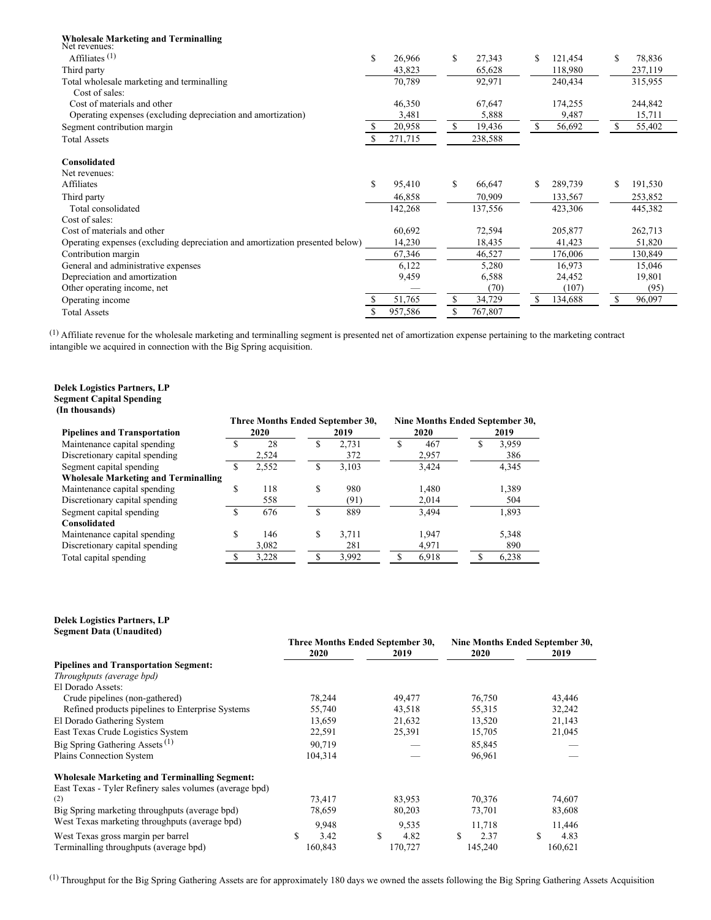| | | | | |
|---|---|---|---|---|
| **Wholesale Marketing and Terminalling** | | | | |
| Net revenues: | | | | |
| Affiliates [1] | $ 26,966 | $ 27,343 | $ 121,454 | $ 78,836 |
| Third party | 43,823 | 65,628 | 118,980 | 237,119 |
| Total wholesale marketing and terminalling | 70,789 | 92,971 | 240,434 | 315,955 |
| Cost of sales: | | | | |
| Cost of materials and other | 46,350 | 67,647 | 174,255 | 244,842 |
| Operating expenses (excluding depreciation and amortization) | 3,481 | 5,888 | 9,487 | 15,711 |
| Segment contribution margin | $ 20,958 | $ 19,436 | $ 56,692 | $ 55,402 |
| Total Assets | $ 271,715 | 238,588 | | |
| | | | | |
| **Consolidated** | | | | |
| Net revenues: | | | | |
| Affiliates | $ 95,410 | $ 66,647 | $ 289,739 | $ 191,530 |
| Third party | 46,858 | 70,909 | 133,567 | 253,852 |
| Total consolidated | 142,268 | 137,556 | 423,306 | 445,382 |
| Cost of sales: | | | | |
| Cost of materials and other | 60,692 | 72,594 | 205,877 | 262,713 |
| Operating expenses (excluding depreciation and amortization presented below) | 14,230 | 18,435 | 41,423 | 51,820 |
| Contribution margin | 67,346 | 46,527 | 176,006 | 130,849 |
| General and administrative expenses | 6,122 | 5,280 | 16,973 | 15,046 |
| Depreciation and amortization | 9,459 | 6,588 | 24,452 | 19,801 |
| Other operating income, net | — | (70) | (107) | (95) |
| Operating income | $ 51,765 | $ 34,729 | $ 134,688 | $ 96,097 |
| Total Assets | $ 957,586 | $ 767,807 | | |

[1] Affiliate revenue for the wholesale marketing and terminalling segment is presented net of amortization expense pertaining to the marketing contract intangible we acquired in connection with the Big Spring acquisition.

**Delek Logistics Partners, LP**
**Segment Capital Spending**
**(In thousands)**

| | Three Months Ended September 30, | | Nine Months Ended September 30, | |
|---|---|---|---|---|
| **Pipelines and Transportation** | **2020** | **2019** | **2020** | **2019** |
| Maintenance capital spending | $ 28 | $ 2,731 | $ 467 | $ 3,959 |
| Discretionary capital spending | 2,524 | 372 | 2,957 | 386 |
| Segment capital spending | $ 2,552 | $ 3,103 | 3,424 | 4,345 |
| **Wholesale Marketing and Terminalling** | | | | |
| Maintenance capital spending | $ 118 | $ 980 | 1,480 | 1,389 |
| Discretionary capital spending | 558 | (91) | 2,014 | 504 |
| Segment capital spending | $ 676 | $ 889 | 3,494 | 1,893 |
| **Consolidated** | | | | |
| Maintenance capital spending | $ 146 | $ 3,711 | 1,947 | 5,348 |
| Discretionary capital spending | 3,082 | 281 | 4,971 | 890 |
| Total capital spending | $ 3,228 | $ 3,992 | $ 6,918 | $ 6,238 |

**Delek Logistics Partners, LP**
**Segment Data (Unaudited)**

| | Three Months Ended September 30, | | Nine Months Ended September 30, | |
|---|---|---|---|---|
| | **2020** | **2019** | **2020** | **2019** |
| **Pipelines and Transportation Segment:** | | | | |
| *Throughputs (average bpd)* | | | | |
| El Dorado Assets: | | | | |
| Crude pipelines (non-gathered) | 78,244 | 49,477 | 76,750 | 43,446 |
| Refined products pipelines to Enterprise Systems | 55,740 | 43,518 | 55,315 | 32,242 |
| El Dorado Gathering System | 13,659 | 21,632 | 13,520 | 21,143 |
| East Texas Crude Logistics System | 22,591 | 25,391 | 15,705 | 21,045 |
| Big Spring Gathering Assets [1] | 90,719 | — | 85,845 | — |
| Plains Connection System | 104,314 | — | 96,961 | — |
| | | | | |
| **Wholesale Marketing and Terminalling Segment:** | | | | |
| East Texas - Tyler Refinery sales volumes (average bpd) [2] | 73,417 | 83,953 | 70,376 | 74,607 |
| Big Spring marketing throughputs (average bpd) | 78,659 | 80,203 | 73,701 | 83,608 |
| West Texas marketing throughputs (average bpd) | 9,948 | 9,535 | 11,718 | 11,446 |
| West Texas gross margin per barrel | $ 3.42 | $ 4.82 | $ 2.37 | $ 4.83 |
| Terminalling throughputs (average bpd) | 160,843 | 170,727 | 145,240 | 160,621 |

[1] Throughput for the Big Spring Gathering Assets are for approximately 180 days we owned the assets following the Big Spring Gathering Assets Acquisition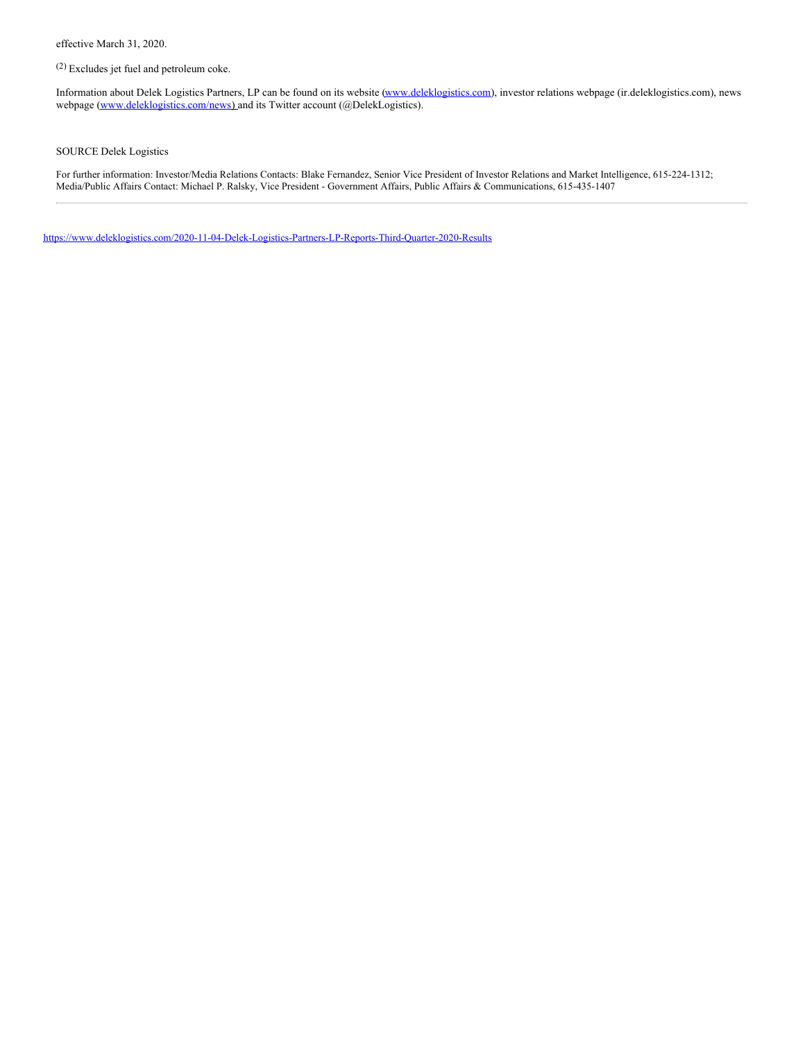effective March 31, 2020.

[2] Excludes jet fuel and petroleum coke.

Information about Delek Logistics Partners, LP can be found on its website (www.deleklogistics.com), investor relations webpage (ir.deleklogistics.com), news webpage (www.deleklogistics.com/news) and its Twitter account (@DelekLogistics).

SOURCE Delek Logistics

For further information: Investor/Media Relations Contacts: Blake Fernandez, Senior Vice President of Investor Relations and Market Intelligence, 615-224-1312; Media/Public Affairs Contact: Michael P. Ralsky, Vice President - Government Affairs, Public Affairs & Communications, 615-435-1407

https://www.deleklogistics.com/2020-11-04-Delek-Logistics-Partners-LP-Reports-Third-Quarter-2020-Results